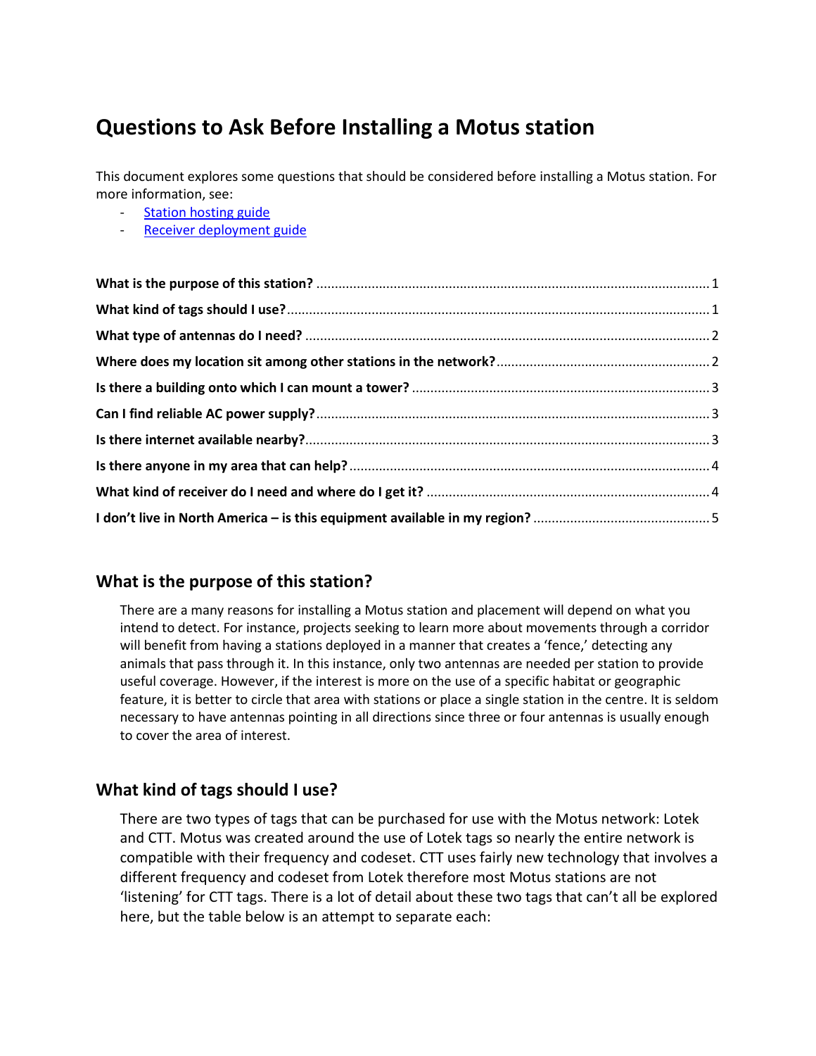# Questions to Ask Before Installing a Motus station

This document explores some questions that should be considered before installing a Motus station. For more information, see:

- Station hosting guide
- Receiver deployment guide

**What is the purpose of this station?** .......... 1
**What kind of tags should I use?** .......... 1
**What type of antennas do I need?** .......... 2
**Where does my location sit among other stations in the network?** .......... 2
**Is there a building onto which I can mount a tower?** .......... 3
**Can I find reliable AC power supply?** .......... 3
**Is there internet available nearby?** .......... 3
**Is there anyone in my area that can help?** .......... 4
**What kind of receiver do I need and where do I get it?** .......... 4
**I don't live in North America – is this equipment available in my region?** .......... 5

## What is the purpose of this station?

There are a many reasons for installing a Motus station and placement will depend on what you intend to detect. For instance, projects seeking to learn more about movements through a corridor will benefit from having a stations deployed in a manner that creates a 'fence,' detecting any animals that pass through it. In this instance, only two antennas are needed per station to provide useful coverage. However, if the interest is more on the use of a specific habitat or geographic feature, it is better to circle that area with stations or place a single station in the centre. It is seldom necessary to have antennas pointing in all directions since three or four antennas is usually enough to cover the area of interest.

## What kind of tags should I use?

There are two types of tags that can be purchased for use with the Motus network: Lotek and CTT. Motus was created around the use of Lotek tags so nearly the entire network is compatible with their frequency and codeset. CTT uses fairly new technology that involves a different frequency and codeset from Lotek therefore most Motus stations are not 'listening' for CTT tags. There is a lot of detail about these two tags that can't all be explored here, but the table below is an attempt to separate each: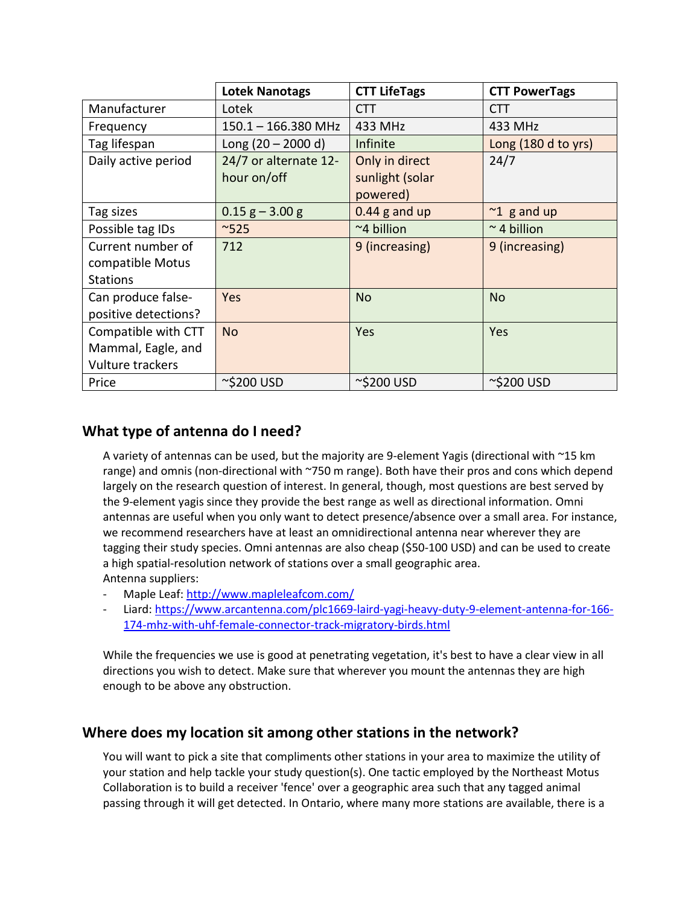| | Lotek Nanotags | CTT LifeTags | CTT PowerTags |
|---|---|---|---|
| Manufacturer | Lotek | CTT | CTT |
| Frequency | 150.1 – 166.380 MHz | 433 MHz | 433 MHz |
| Tag lifespan | Long (20 – 2000 d) | Infinite | Long (180 d to yrs) |
| Daily active period | 24/7 or alternate 12-hour on/off | Only in direct sunlight (solar powered) | 24/7 |
| Tag sizes | 0.15 g – 3.00 g | 0.44 g and up | ~1 g and up |
| Possible tag IDs | ~525 | ~4 billion | ~ 4 billion |
| Current number of compatible Motus Stations | 712 | 9 (increasing) | 9 (increasing) |
| Can produce false-positive detections? | Yes | No | No |
| Compatible with CTT Mammal, Eagle, and Vulture trackers | No | Yes | Yes |
| Price | ~$200 USD | ~$200 USD | ~$200 USD |

## What type of antenna do I need?

A variety of antennas can be used, but the majority are 9-element Yagis (directional with ~15 km range) and omnis (non-directional with ~750 m range). Both have their pros and cons which depend largely on the research question of interest. In general, though, most questions are best served by the 9-element yagis since they provide the best range as well as directional information. Omni antennas are useful when you only want to detect presence/absence over a small area. For instance, we recommend researchers have at least an omnidirectional antenna near wherever they are tagging their study species. Omni antennas are also cheap ($50-100 USD) and can be used to create a high spatial-resolution network of stations over a small geographic area.

Antenna suppliers:

- Maple Leaf: http://www.mapleleafcom.com/
- Liard: https://www.arcantenna.com/plc1669-laird-yagi-heavy-duty-9-element-antenna-for-166-174-mhz-with-uhf-female-connector-track-migratory-birds.html

While the frequencies we use is good at penetrating vegetation, it's best to have a clear view in all directions you wish to detect. Make sure that wherever you mount the antennas they are high enough to be above any obstruction.

## Where does my location sit among other stations in the network?

You will want to pick a site that compliments other stations in your area to maximize the utility of your station and help tackle your study question(s). One tactic employed by the Northeast Motus Collaboration is to build a receiver 'fence' over a geographic area such that any tagged animal passing through it will get detected. In Ontario, where many more stations are available, there is a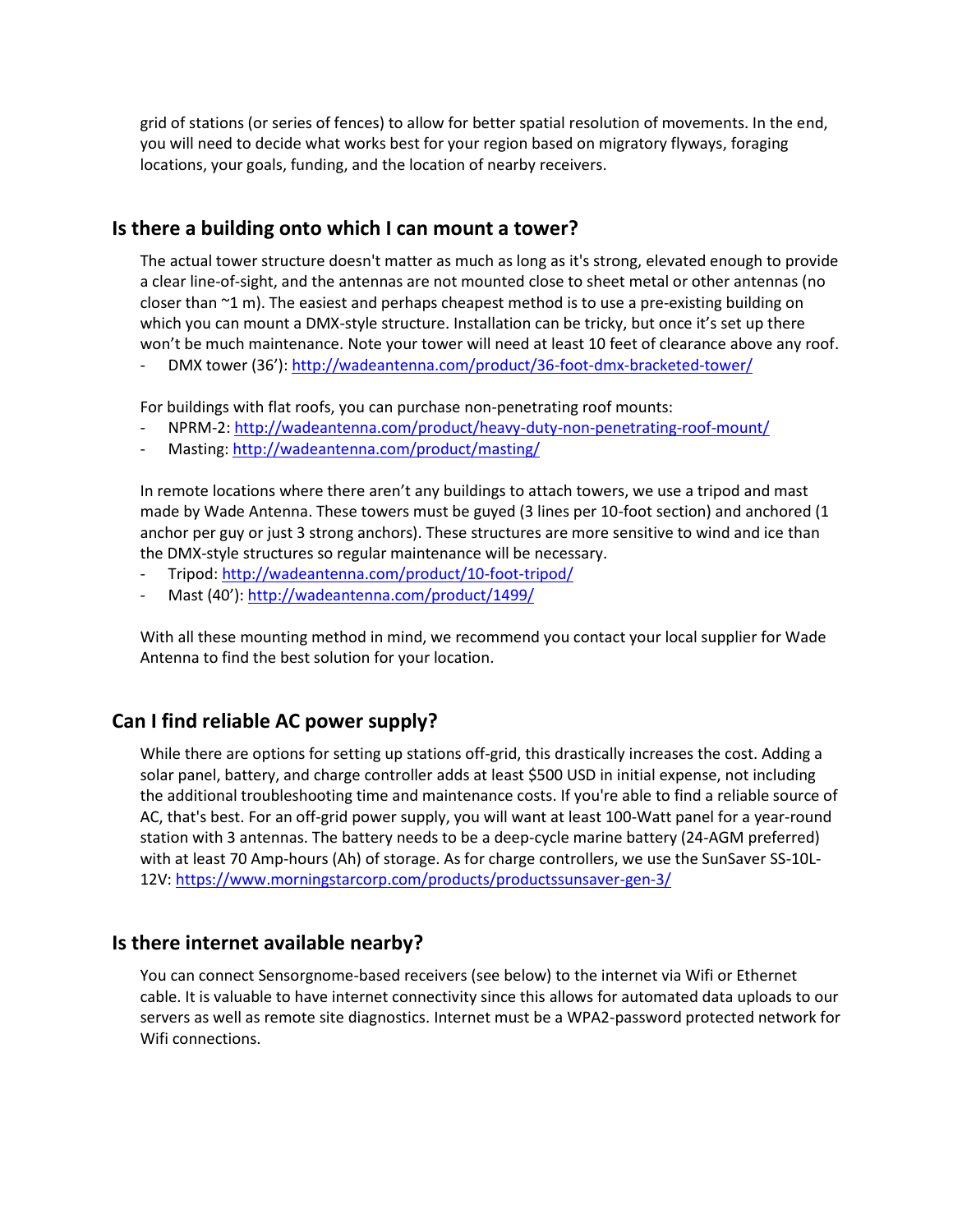grid of stations (or series of fences) to allow for better spatial resolution of movements. In the end, you will need to decide what works best for your region based on migratory flyways, foraging locations, your goals, funding, and the location of nearby receivers.

## Is there a building onto which I can mount a tower?

The actual tower structure doesn't matter as much as long as it's strong, elevated enough to provide a clear line-of-sight, and the antennas are not mounted close to sheet metal or other antennas (no closer than ~1 m). The easiest and perhaps cheapest method is to use a pre-existing building on which you can mount a DMX-style structure. Installation can be tricky, but once it's set up there won't be much maintenance. Note your tower will need at least 10 feet of clearance above any roof.

- DMX tower (36'): http://wadeantenna.com/product/36-foot-dmx-bracketed-tower/

For buildings with flat roofs, you can purchase non-penetrating roof mounts:

- NPRM-2: http://wadeantenna.com/product/heavy-duty-non-penetrating-roof-mount/
- Masting: http://wadeantenna.com/product/masting/

In remote locations where there aren't any buildings to attach towers, we use a tripod and mast made by Wade Antenna. These towers must be guyed (3 lines per 10-foot section) and anchored (1 anchor per guy or just 3 strong anchors). These structures are more sensitive to wind and ice than the DMX-style structures so regular maintenance will be necessary.

- Tripod: http://wadeantenna.com/product/10-foot-tripod/
- Mast (40'): http://wadeantenna.com/product/1499/

With all these mounting method in mind, we recommend you contact your local supplier for Wade Antenna to find the best solution for your location.

## Can I find reliable AC power supply?

While there are options for setting up stations off-grid, this drastically increases the cost. Adding a solar panel, battery, and charge controller adds at least $500 USD in initial expense, not including the additional troubleshooting time and maintenance costs. If you're able to find a reliable source of AC, that's best. For an off-grid power supply, you will want at least 100-Watt panel for a year-round station with 3 antennas. The battery needs to be a deep-cycle marine battery (24-AGM preferred) with at least 70 Amp-hours (Ah) of storage. As for charge controllers, we use the SunSaver SS-10L-12V: https://www.morningstarcorp.com/products/productssunsaver-gen-3/

## Is there internet available nearby?

You can connect Sensorgnome-based receivers (see below) to the internet via Wifi or Ethernet cable. It is valuable to have internet connectivity since this allows for automated data uploads to our servers as well as remote site diagnostics. Internet must be a WPA2-password protected network for Wifi connections.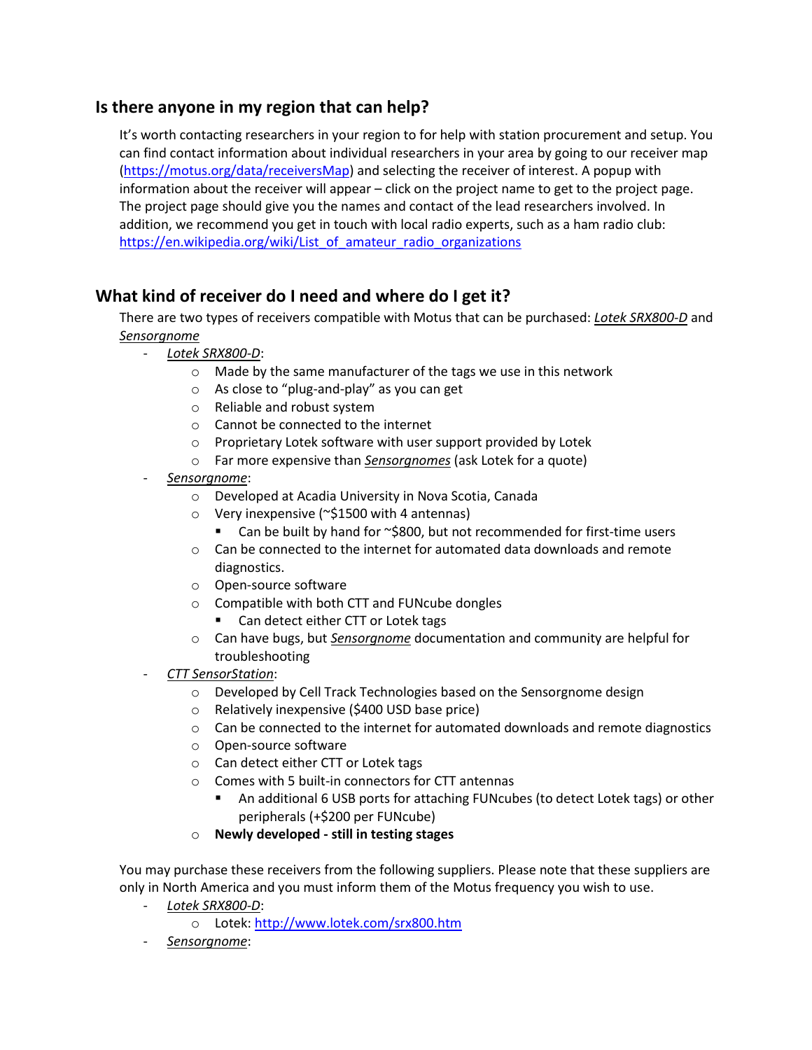## Is there anyone in my region that can help?

It's worth contacting researchers in your region to for help with station procurement and setup. You can find contact information about individual researchers in your area by going to our receiver map (https://motus.org/data/receiversMap) and selecting the receiver of interest. A popup with information about the receiver will appear – click on the project name to get to the project page. The project page should give you the names and contact of the lead researchers involved. In addition, we recommend you get in touch with local radio experts, such as a ham radio club: https://en.wikipedia.org/wiki/List_of_amateur_radio_organizations

## What kind of receiver do I need and where do I get it?

There are two types of receivers compatible with Motus that can be purchased: *Lotek SRX800-D* and *Sensorgnome*

- *Lotek SRX800-D*:
  - Made by the same manufacturer of the tags we use in this network
  - As close to "plug-and-play" as you can get
  - Reliable and robust system
  - Cannot be connected to the internet
  - Proprietary Lotek software with user support provided by Lotek
  - Far more expensive than *Sensorgnomes* (ask Lotek for a quote)
- *Sensorgnome*:
  - Developed at Acadia University in Nova Scotia, Canada
  - Very inexpensive (~$1500 with 4 antennas)
    - Can be built by hand for ~$800, but not recommended for first-time users
  - Can be connected to the internet for automated data downloads and remote diagnostics.
  - Open-source software
  - Compatible with both CTT and FUNcube dongles
    - Can detect either CTT or Lotek tags
  - Can have bugs, but *Sensorgnome* documentation and community are helpful for troubleshooting
- *CTT SensorStation*:
  - Developed by Cell Track Technologies based on the Sensorgnome design
  - Relatively inexpensive ($400 USD base price)
  - Can be connected to the internet for automated downloads and remote diagnostics
  - Open-source software
  - Can detect either CTT or Lotek tags
  - Comes with 5 built-in connectors for CTT antennas
    - An additional 6 USB ports for attaching FUNcubes (to detect Lotek tags) or other peripherals (+$200 per FUNcube)
  - **Newly developed - still in testing stages**

You may purchase these receivers from the following suppliers. Please note that these suppliers are only in North America and you must inform them of the Motus frequency you wish to use.

- *Lotek SRX800-D*:
  - Lotek: http://www.lotek.com/srx800.htm
- *Sensorgnome*: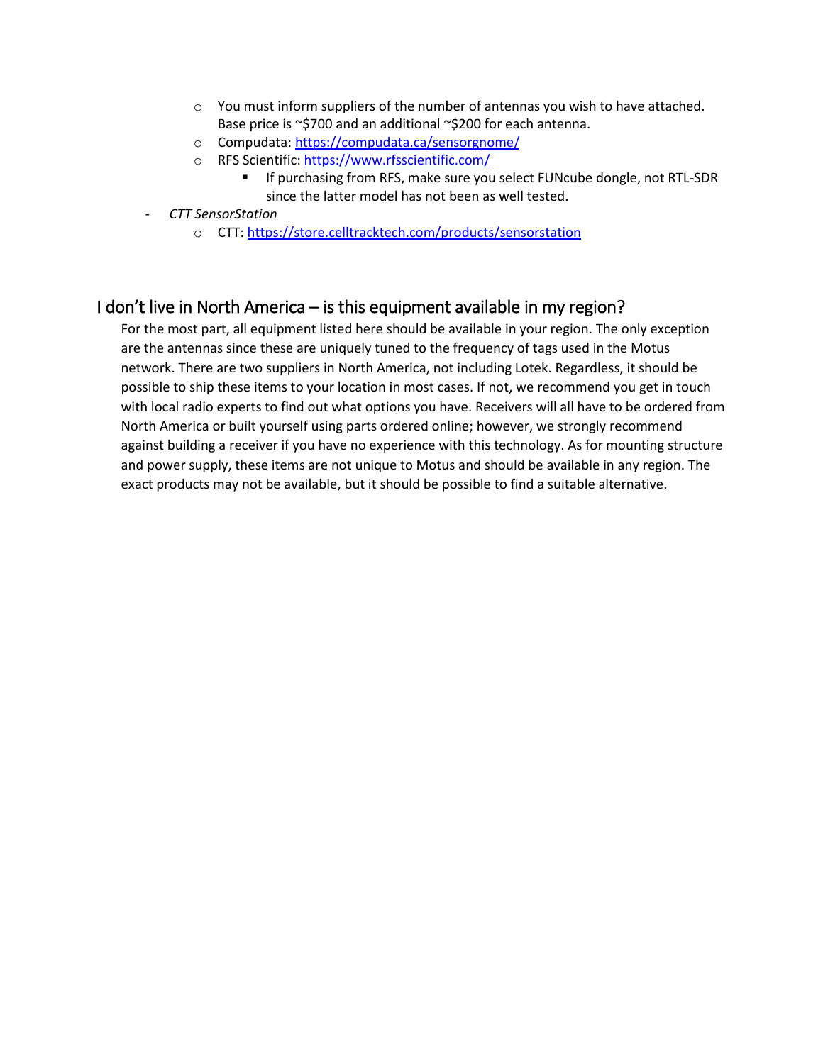- You must inform suppliers of the number of antennas you wish to have attached. Base price is ~$700 and an additional ~$200 for each antenna.
    - Compudata: [https://compudata.ca/sensorgnome/](https://compudata.ca/sensorgnome/)
    - RFS Scientific: [https://www.rfsscientific.com/](https://www.rfsscientific.com/)
      - If purchasing from RFS, make sure you select FUNcube dongle, not RTL-SDR since the latter model has not been as well tested.
- *CTT SensorStation*
    - CTT: [https://store.celltracktech.com/products/sensorstation](https://store.celltracktech.com/products/sensorstation)

## I don't live in North America – is this equipment available in my region?

For the most part, all equipment listed here should be available in your region. The only exception are the antennas since these are uniquely tuned to the frequency of tags used in the Motus network. There are two suppliers in North America, not including Lotek. Regardless, it should be possible to ship these items to your location in most cases. If not, we recommend you get in touch with local radio experts to find out what options you have. Receivers will all have to be ordered from North America or built yourself using parts ordered online; however, we strongly recommend against building a receiver if you have no experience with this technology. As for mounting structure and power supply, these items are not unique to Motus and should be available in any region. The exact products may not be available, but it should be possible to find a suitable alternative.